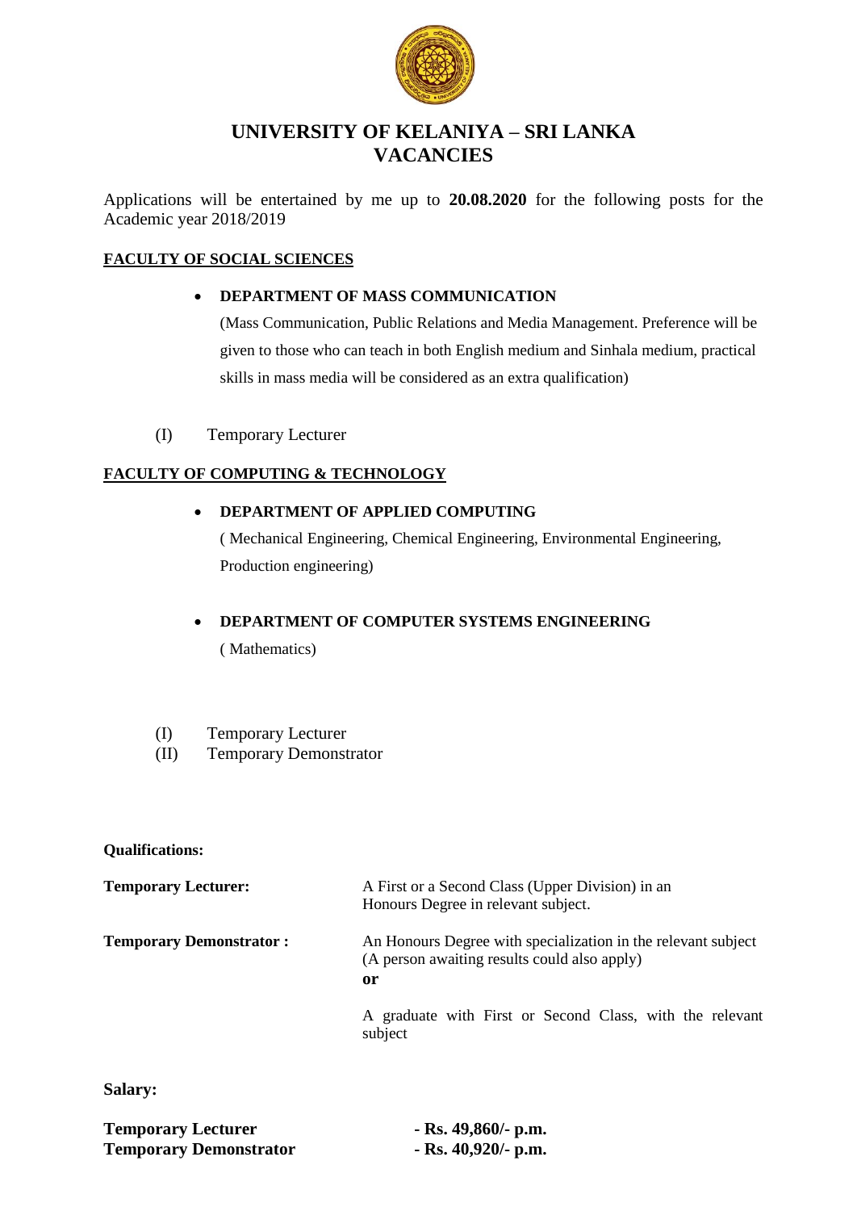# UNIVERSITY OF KELANIYA – SRI LANKA
# VACANCIES

Applications will be entertained by me up to **20.08.2020** for the following posts for the Academic year 2018/2019

**FACULTY OF SOCIAL SCIENCES**

- **DEPARTMENT OF MASS COMMUNICATION**

  (Mass Communication, Public Relations and Media Management. Preference will be given to those who can teach in both English medium and Sinhala medium, practical skills in mass media will be considered as an extra qualification)

(I) Temporary Lecturer

**FACULTY OF COMPUTING & TECHNOLOGY**

- **DEPARTMENT OF APPLIED COMPUTING**

  ( Mechanical Engineering, Chemical Engineering, Environmental Engineering, Production engineering)

- **DEPARTMENT OF COMPUTER SYSTEMS ENGINEERING**

  ( Mathematics)

(I) Temporary Lecturer
(II) Temporary Demonstrator

**Qualifications:**

| | |
|---|---|
| **Temporary Lecturer:** | A First or a Second Class (Upper Division) in an Honours Degree in relevant subject. |
| **Temporary Demonstrator :** | An Honours Degree with specialization in the relevant subject (A person awaiting results could also apply)<br>**or**<br>A graduate with First or Second Class, with the relevant subject |

**Salary:**

| | |
|---|---|
| **Temporary Lecturer** | **- Rs. 49,860/- p.m.** |
| **Temporary Demonstrator** | **- Rs. 40,920/- p.m.** |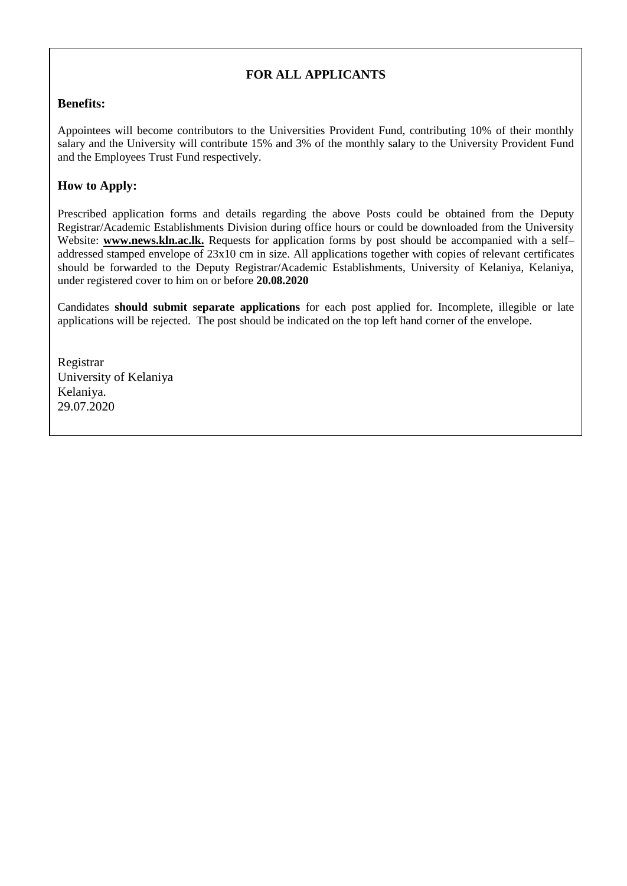## FOR ALL APPLICANTS

### Benefits:

Appointees will become contributors to the Universities Provident Fund, contributing 10% of their monthly salary and the University will contribute 15% and 3% of the monthly salary to the University Provident Fund and the Employees Trust Fund respectively.

### How to Apply:

Prescribed application forms and details regarding the above Posts could be obtained from the Deputy Registrar/Academic Establishments Division during office hours or could be downloaded from the University Website: **www.news.kln.ac.lk.** Requests for application forms by post should be accompanied with a self–addressed stamped envelope of 23x10 cm in size. All applications together with copies of relevant certificates should be forwarded to the Deputy Registrar/Academic Establishments, University of Kelaniya, Kelaniya, under registered cover to him on or before **20.08.2020**

Candidates **should submit separate applications** for each post applied for. Incomplete, illegible or late applications will be rejected. The post should be indicated on the top left hand corner of the envelope.

Registrar  
University of Kelaniya  
Kelaniya.  
29.07.2020